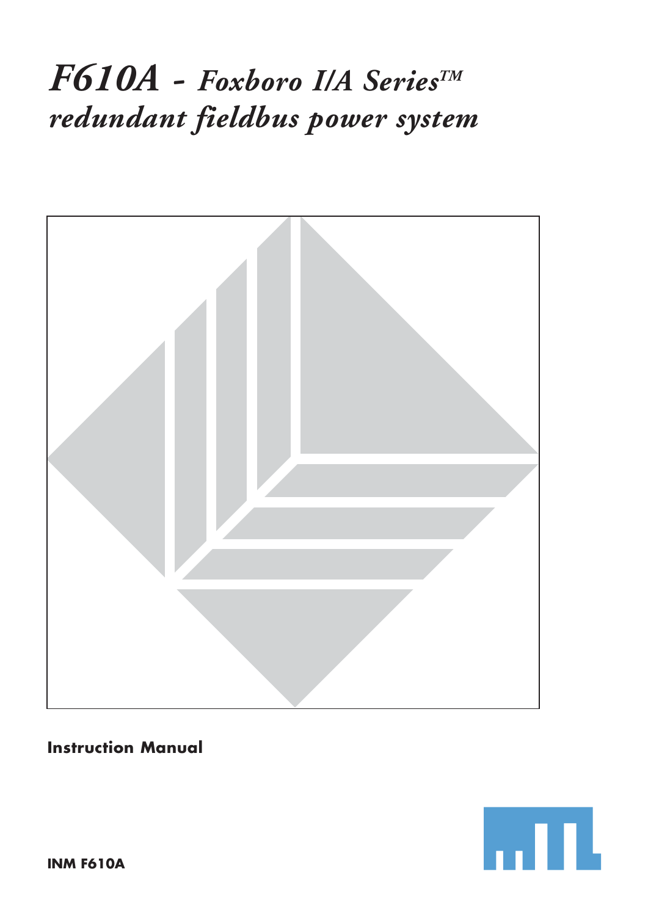# *F610A - Foxboro I/A Series™ redundant fieldbus power system*

**Instruction Manual**

**INM F610A**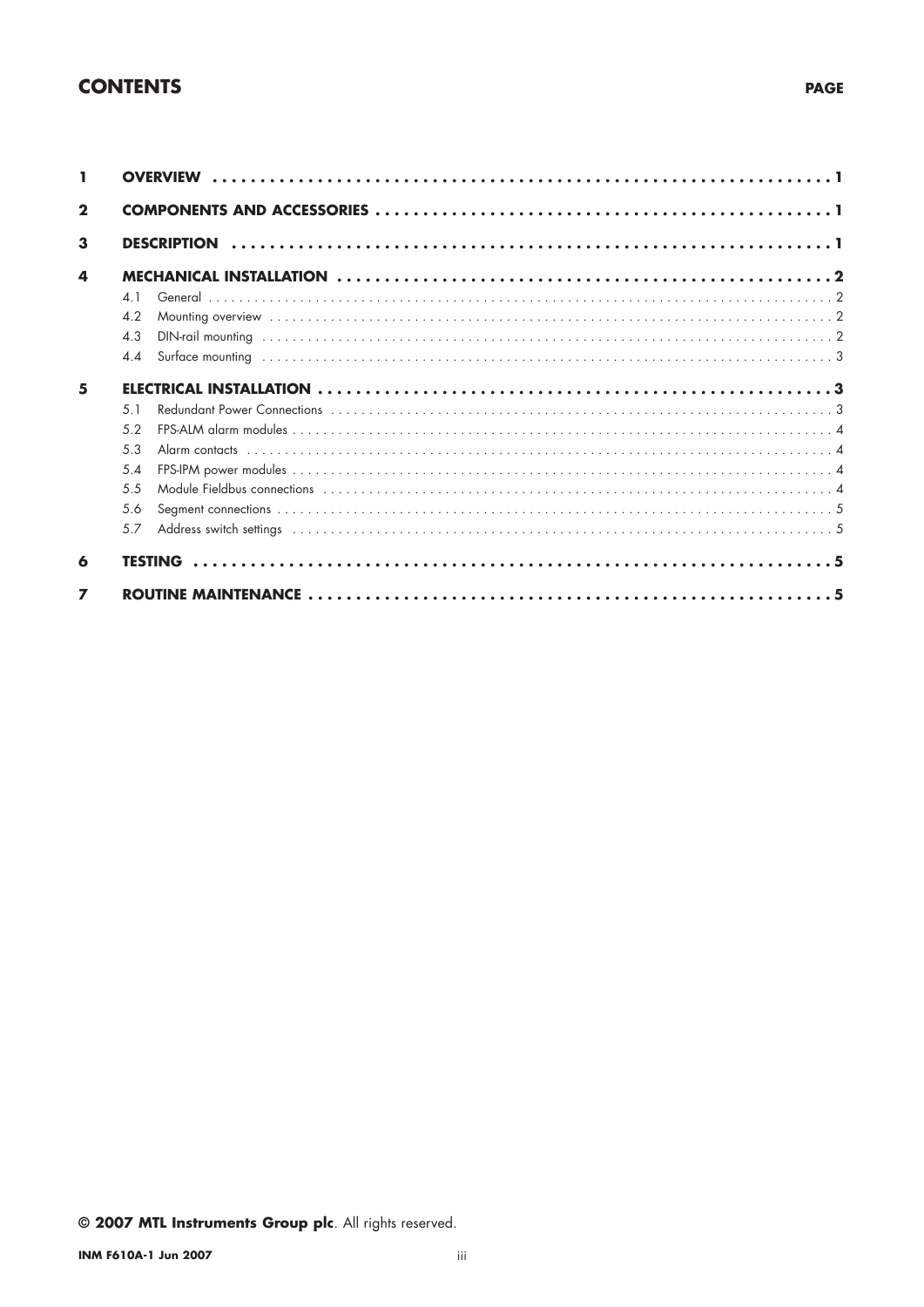## CONTENTS

**PAGE**

| | | |
|---|---|---|
| **1** | **OVERVIEW** | **1** |
| **2** | **COMPONENTS AND ACCESSORIES** | **1** |
| **3** | **DESCRIPTION** | **1** |
| **4** | **MECHANICAL INSTALLATION** | **2** |
| | 4.1 General | 2 |
| | 4.2 Mounting overview | 2 |
| | 4.3 DIN-rail mounting | 2 |
| | 4.4 Surface mounting | 3 |
| **5** | **ELECTRICAL INSTALLATION** | **3** |
| | 5.1 Redundant Power Connections | 3 |
| | 5.2 FPS-ALM alarm modules | 4 |
| | 5.3 Alarm contacts | 4 |
| | 5.4 FPS-IPM power modules | 4 |
| | 5.5 Module Fieldbus connections | 4 |
| | 5.6 Segment connections | 5 |
| | 5.7 Address switch settings | 5 |
| **6** | **TESTING** | **5** |
| **7** | **ROUTINE MAINTENANCE** | **5** |

© **2007 MTL Instruments Group plc**. All rights reserved.

**INM F610A-1 Jun 2007**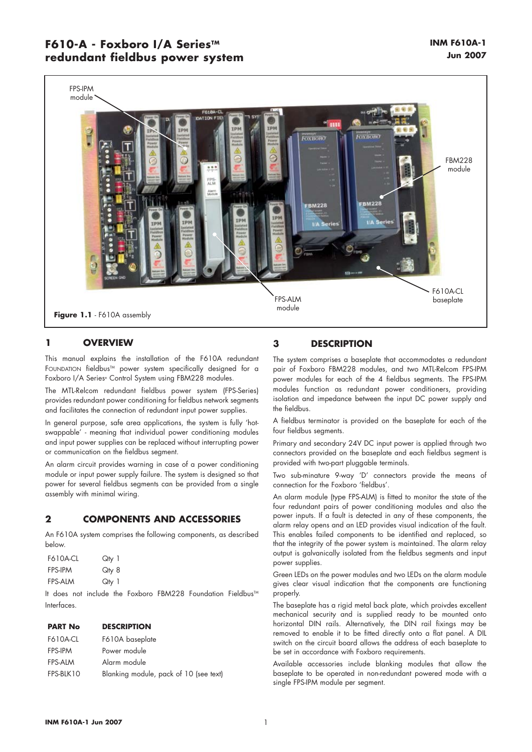# F610-A - Foxboro I/A Series™ redundant fieldbus power system

INM F610A-1
Jun 2007

FPS-IPM module

FBM228 module

F610A-CL baseplate

FPS-ALM module

**Figure 1.1** - F610A assembly

## 1 OVERVIEW

This manual explains the installation of the F610A redundant FOUNDATION fieldbus™ power system specifically designed for a Foxboro I/A Series® Control System using FBM228 modules.

The MTL-Relcom redundant fieldbus power system (FPS-Series) provides redundant power conditioning for fieldbus network segments and facilitates the connection of redundant input power supplies.

In general purpose, safe area applications, the system is fully 'hot-swappable' - meaning that individual power conditioning modules and input power supplies can be replaced without interrupting power or communication on the fieldbus segment.

An alarm circuit provides warning in case of a power conditioning module or input power supply failure. The system is designed so that power for several fieldbus segments can be provided from a single assembly with minimal wiring.

## 2 COMPONENTS AND ACCESSORIES

An F610A system comprises the following components, as described below.

| | |
|---|---|
| F610A-CL | Qty 1 |
| FPS-IPM | Qty 8 |
| FPS-ALM | Qty 1 |

It does not include the Foxboro FBM228 Foundation Fieldbus™ Interfaces.

| PART No | DESCRIPTION |
|---|---|
| F610A-CL | F610A baseplate |
| FPS-IPM | Power module |
| FPS-ALM | Alarm module |
| FPS-BLK10 | Blanking module, pack of 10 (see text) |

## 3 DESCRIPTION

The system comprises a baseplate that accommodates a redundant pair of Foxboro FBM228 modules, and two MTL-Relcom FPS-IPM power modules for each of the 4 fieldbus segments. The FPS-IPM modules function as redundant power conditioners, providing isolation and impedance between the input DC power supply and the fieldbus.

A fieldbus terminator is provided on the baseplate for each of the four fieldbus segments.

Primary and secondary 24V DC input power is applied through two connectors provided on the baseplate and each fieldbus segment is provided with two-part pluggable terminals.

Two sub-minature 9-way 'D' connectors provide the means of connection for the Foxboro 'fieldbus'.

An alarm module (type FPS-ALM) is fitted to monitor the state of the four redundant pairs of power conditioning modules and also the power inputs. If a fault is detected in any of these components, the alarm relay opens and an LED provides visual indication of the fault. This enables failed components to be identified and replaced, so that the integrity of the power system is maintained. The alarm relay output is galvanically isolated from the fieldbus segments and input power supplies.

Green LEDs on the power modules and two LEDs on the alarm module gives clear visual indication that the components are functioning properly.

The baseplate has a rigid metal back plate, which proivdes excellent mechanical security and is supplied ready to be mounted onto horizontal DIN rails. Alternatively, the DIN rail fixings may be removed to enable it to be fitted directly onto a flat panel. A DIL switch on the circuit board allows the address of each baseplate to be set in accordance with Foxboro requirements.

Available accessories include blanking modules that allow the baseplate to be operated in non-redundant powered mode with a single FPS-IPM module per segment.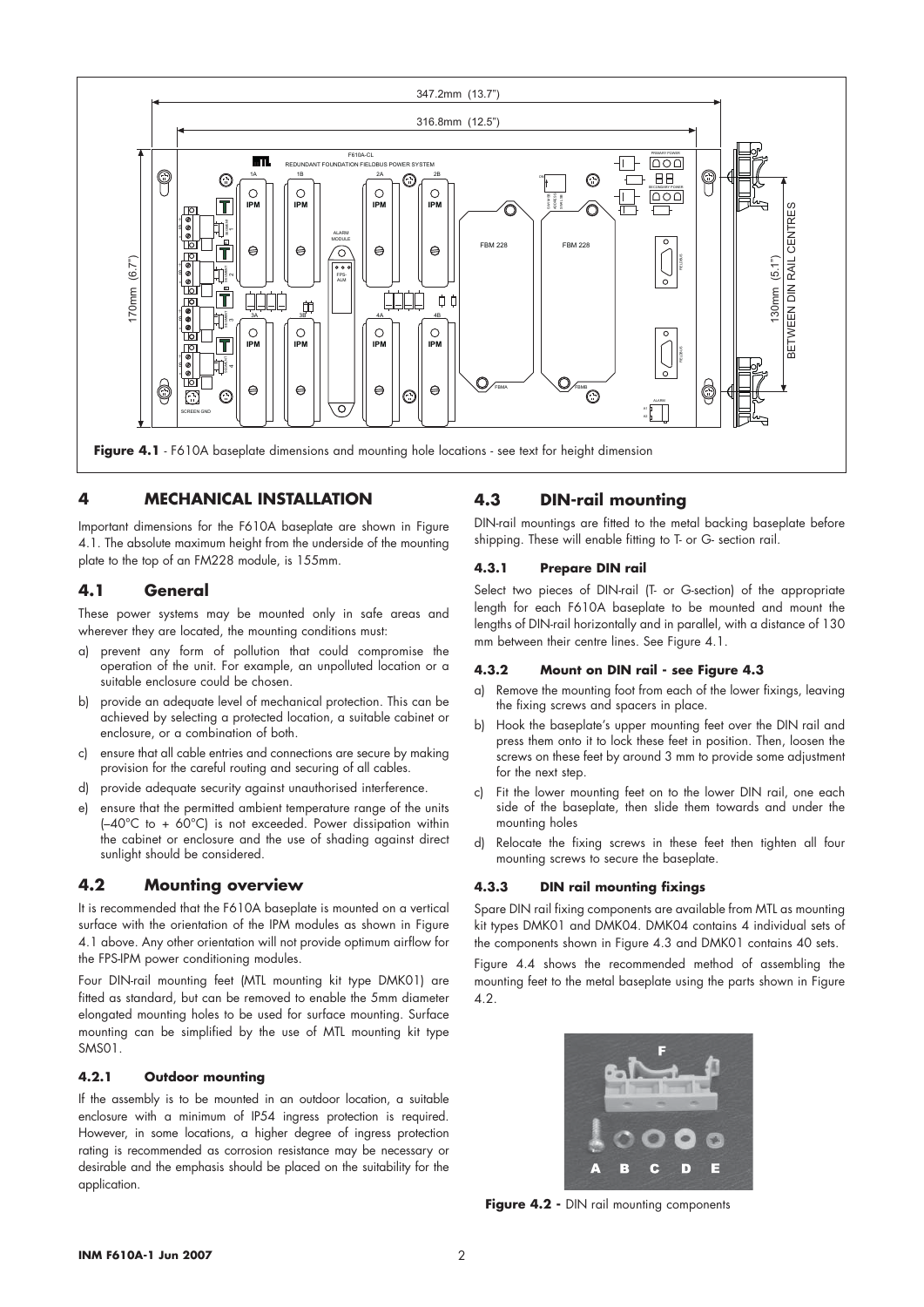**Figure 4.1** - F610A baseplate dimensions and mounting hole locations - see text for height dimension

## 4 MECHANICAL INSTALLATION

Important dimensions for the F610A baseplate are shown in Figure 4.1. The absolute maximum height from the underside of the mounting plate to the top of an FM228 module, is 155mm.

### 4.1 General

These power systems may be mounted only in safe areas and wherever they are located, the mounting conditions must:

a) prevent any form of pollution that could compromise the operation of the unit. For example, an unpolluted location or a suitable enclosure could be chosen.

b) provide an adequate level of mechanical protection. This can be achieved by selecting a protected location, a suitable cabinet or enclosure, or a combination of both.

c) ensure that all cable entries and connections are secure by making provision for the careful routing and securing of all cables.

d) provide adequate security against unauthorised interference.

e) ensure that the permitted ambient temperature range of the units (–40°C to + 60°C) is not exceeded. Power dissipation within the cabinet or enclosure and the use of shading against direct sunlight should be considered.

### 4.2 Mounting overview

It is recommended that the F610A baseplate is mounted on a vertical surface with the orientation of the IPM modules as shown in Figure 4.1 above. Any other orientation will not provide optimum airflow for the FPS-IPM power conditioning modules.

Four DIN-rail mounting feet (MTL mounting kit type DMK01) are fitted as standard, but can be removed to enable the 5mm diameter elongated mounting holes to be used for surface mounting. Surface mounting can be simplified by the use of MTL mounting kit type SMS01.

#### 4.2.1 Outdoor mounting

If the assembly is to be mounted in an outdoor location, a suitable enclosure with a minimum of IP54 ingress protection is required. However, in some locations, a higher degree of ingress protection rating is recommended as corrosion resistance may be necessary or desirable and the emphasis should be placed on the suitability for the application.

### 4.3 DIN-rail mounting

DIN-rail mountings are fitted to the metal backing baseplate before shipping. These will enable fitting to T- or G- section rail.

#### 4.3.1 Prepare DIN rail

Select two pieces of DIN-rail (T- or G-section) of the appropriate length for each F610A baseplate to be mounted and mount the lengths of DIN-rail horizontally and in parallel, with a distance of 130 mm between their centre lines. See Figure 4.1.

#### 4.3.2 Mount on DIN rail - see Figure 4.3

a) Remove the mounting foot from each of the lower fixings, leaving the fixing screws and spacers in place.

b) Hook the baseplate's upper mounting feet over the DIN rail and press them onto it to lock these feet in position. Then, loosen the screws on these feet by around 3 mm to provide some adjustment for the next step.

c) Fit the lower mounting feet on to the lower DIN rail, one each side of the baseplate, then slide them towards and under the mounting holes

d) Relocate the fixing screws in these feet then tighten all four mounting screws to secure the baseplate.

#### 4.3.3 DIN rail mounting fixings

Spare DIN rail fixing components are available from MTL as mounting kit types DMK01 and DMK04. DMK04 contains 4 individual sets of the components shown in Figure 4.3 and DMK01 contains 40 sets.

Figure 4.4 shows the recommended method of assembling the mounting feet to the metal baseplate using the parts shown in Figure 4.2.

**Figure 4.2 -** DIN rail mounting components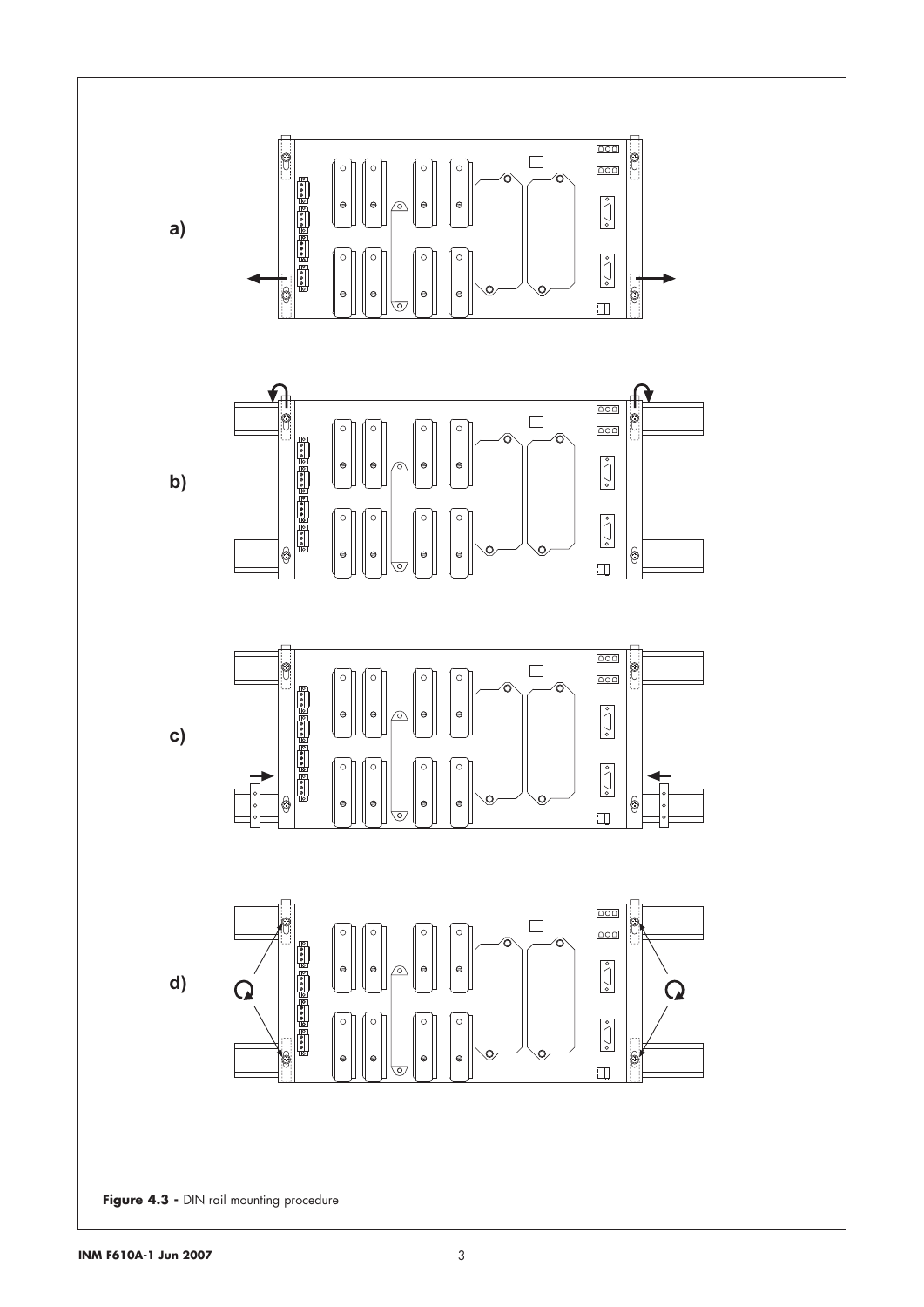a)

b)

c)

d)

**Figure 4.3 -** DIN rail mounting procedure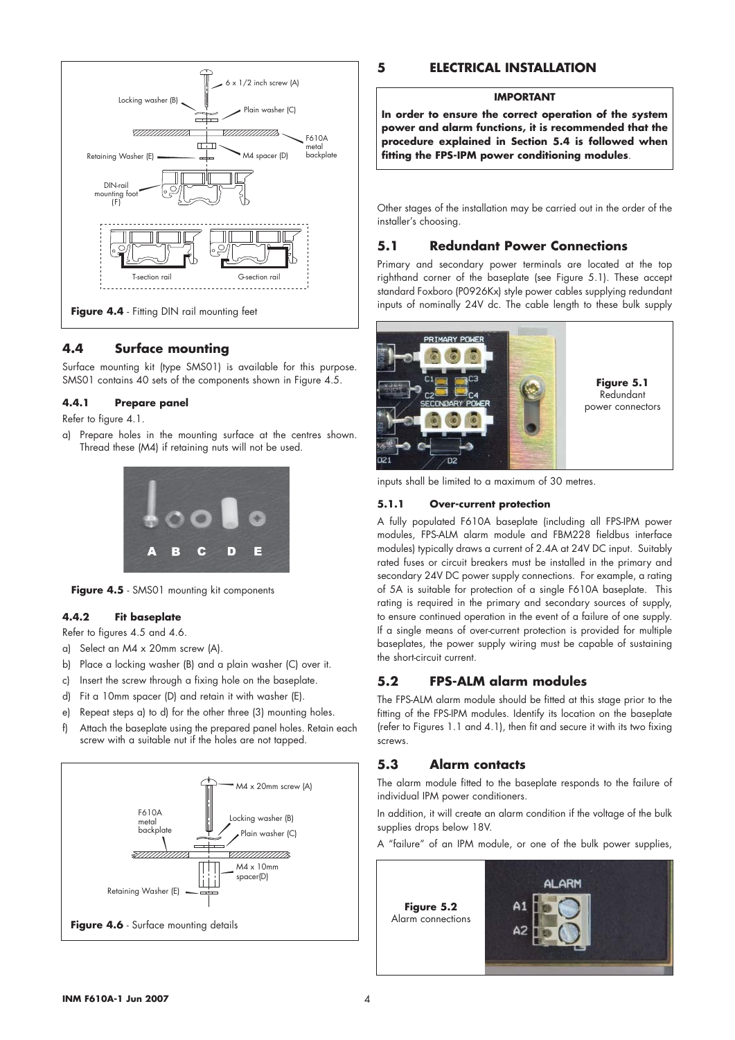Figure 4.4 - Fitting DIN rail mounting feet

## 4.4 Surface mounting

Surface mounting kit (type SMS01) is available for this purpose. SMS01 contains 40 sets of the components shown in Figure 4.5.

### 4.4.1 Prepare panel

Refer to figure 4.1.

a) Prepare holes in the mounting surface at the centres shown. Thread these (M4) if retaining nuts will not be used.

Figure 4.5 - SMS01 mounting kit components

### 4.4.2 Fit baseplate

Refer to figures 4.5 and 4.6.

a) Select an M4 x 20mm screw (A).
b) Place a locking washer (B) and a plain washer (C) over it.
c) Insert the screw through a fixing hole on the baseplate.
d) Fit a 10mm spacer (D) and retain it with washer (E).
e) Repeat steps a) to d) for the other three (3) mounting holes.
f) Attach the baseplate using the prepared panel holes. Retain each screw with a suitable nut if the holes are not tapped.

Figure 4.6 - Surface mounting details

# 5 ELECTRICAL INSTALLATION

**IMPORTANT**

**In order to ensure the correct operation of the system power and alarm functions, it is recommended that the procedure explained in Section 5.4 is followed when fitting the FPS-IPM power conditioning modules.**

Other stages of the installation may be carried out in the order of the installer's choosing.

## 5.1 Redundant Power Connections

Primary and secondary power terminals are located at the top righthand corner of the baseplate (see Figure 5.1). These accept standard Foxboro (P0926Kx) style power cables supplying redundant inputs of nominally 24V dc. The cable length to these bulk supply inputs shall be limited to a maximum of 30 metres.

**Figure 5.1** Redundant power connectors

### 5.1.1 Over-current protection

A fully populated F610A baseplate (including all FPS-IPM power modules, FPS-ALM alarm module and FBM228 fieldbus interface modules) typically draws a current of 2.4A at 24V DC input. Suitably rated fuses or circuit breakers must be installed in the primary and secondary 24V DC power supply connections. For example, a rating of 5A is suitable for protection of a single F610A baseplate. This rating is required in the primary and secondary sources of supply, to ensure continued operation in the event of a failure of one supply. If a single means of over-current protection is provided for multiple baseplates, the power supply wiring must be capable of sustaining the short-circuit current.

## 5.2 FPS-ALM alarm modules

The FPS-ALM alarm module should be fitted at this stage prior to the fitting of the FPS-IPM modules. Identify its location on the baseplate (refer to Figures 1.1 and 4.1), then fit and secure it with its two fixing screws.

## 5.3 Alarm contacts

The alarm module fitted to the baseplate responds to the failure of individual IPM power conditioners.

In addition, it will create an alarm condition if the voltage of the bulk supplies drops below 18V.

A "failure" of an IPM module, or one of the bulk power supplies,

**Figure 5.2** Alarm connections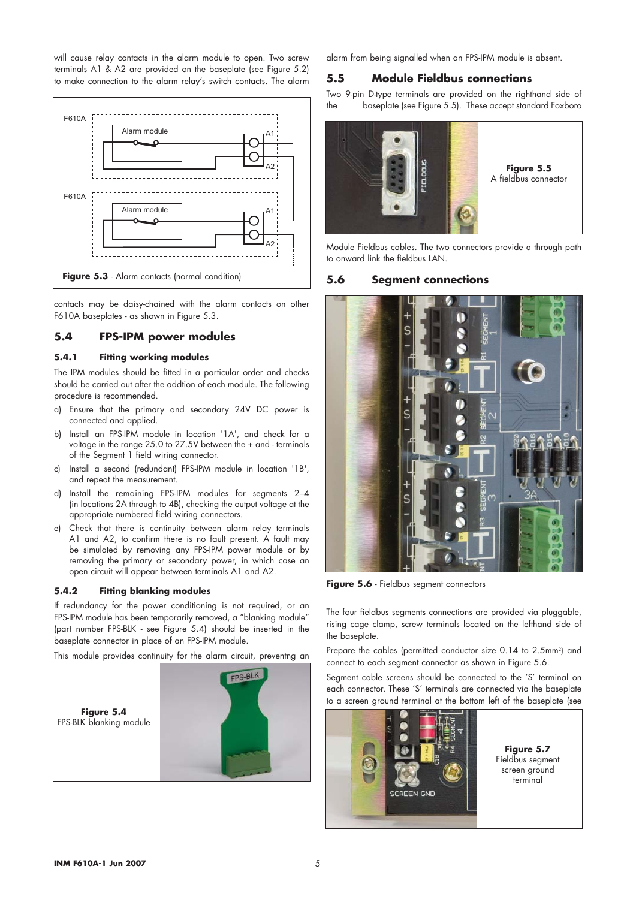will cause relay contacts in the alarm module to open. Two screw terminals A1 & A2 are provided on the baseplate (see Figure 5.2) to make connection to the alarm relay's switch contacts. The alarm

**Figure 5.3** - Alarm contacts (normal condition)

contacts may be daisy-chained with the alarm contacts on other F610A baseplates - as shown in Figure 5.3.

## 5.4 FPS-IPM power modules

### 5.4.1 Fitting working modules

The IPM modules should be fitted in a particular order and checks should be carried out after the addtion of each module. The following procedure is recommended.

a) Ensure that the primary and secondary 24V DC power is connected and applied.

b) Install an FPS-IPM module in location '1A', and check for a voltage in the range 25.0 to 27.5V between the + and - terminals of the Segment 1 field wiring connector.

c) Install a second (redundant) FPS-IPM module in location '1B', and repeat the measurement.

d) Install the remaining FPS-IPM modules for segments 2–4 (in locations 2A through to 4B), checking the output voltage at the appropriate numbered field wiring connectors.

e) Check that there is continuity between alarm relay terminals A1 and A2, to confirm there is no fault present. A fault may be simulated by removing any FPS-IPM power module or by removing the primary or secondary power, in which case an open circuit will appear between terminals A1 and A2.

### 5.4.2 Fitting blanking modules

If redundancy for the power conditioning is not required, or an FPS-IPM module has been temporarily removed, a "blanking module" (part number FPS-BLK - see Figure 5.4) should be inserted in the baseplate connector in place of an FPS-IPM module.

This module provides continuity for the alarm circuit, preventng an alarm from being signalled when an FPS-IPM module is absent.

**Figure 5.4**
FPS-BLK blanking module

## 5.5 Module Fieldbus connections

Two 9-pin D-type terminals are provided on the righthand side of the baseplate (see Figure 5.5). These accept standard Foxboro Module Fieldbus cables. The two connectors provide a through path to onward link the fieldbus LAN.

**Figure 5.5**
A fieldbus connector

## 5.6 Segment connections

**Figure 5.6** - Fieldbus segment connectors

The four fieldbus segments connections are provided via pluggable, rising cage clamp, screw terminals located on the lefthand side of the baseplate.

Prepare the cables (permitted conductor size 0.14 to 2.5mm$^2$) and connect to each segment connector as shown in Figure 5.6.

Segment cable screens should be connected to the 'S' terminal on each connector. These 'S' terminals are connected via the baseplate to a screen ground terminal at the bottom left of the baseplate (see

**Figure 5.7**
Fieldbus segment screen ground terminal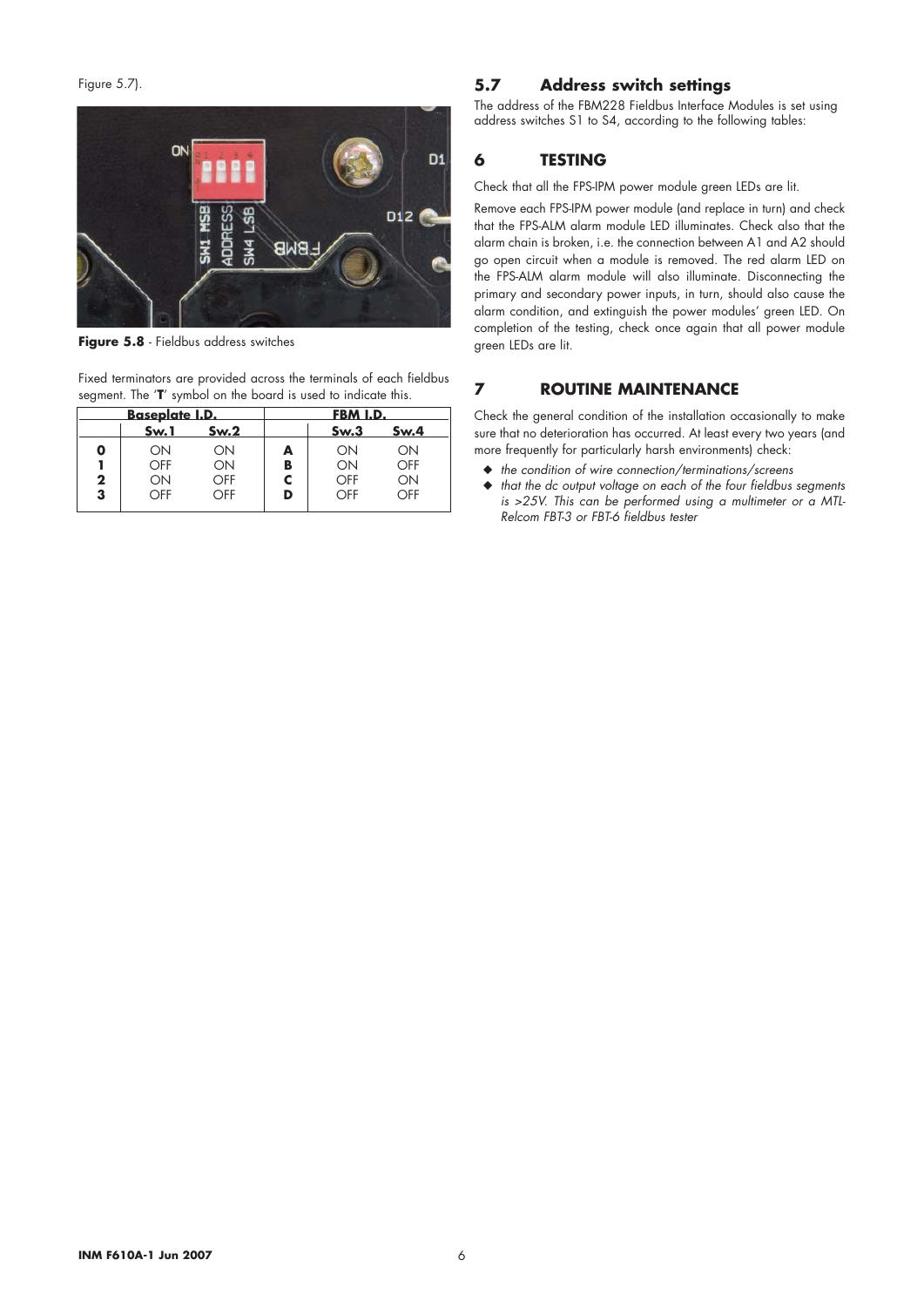Figure 5.7).

**Figure 5.8** - Fieldbus address switches

Fixed terminators are provided across the terminals of each fieldbus segment. The '**T**' symbol on the board is used to indicate this.

| Baseplate I.D. | | | FBM I.D. | | |
|---|---|---|---|---|---|
| | Sw.1 | Sw.2 | | Sw.3 | Sw.4 |
| **0** | ON | ON | **A** | ON | ON |
| **1** | OFF | ON | **B** | ON | OFF |
| **2** | ON | OFF | **C** | OFF | ON |
| **3** | OFF | OFF | **D** | OFF | OFF |

## 5.7 Address switch settings

The address of the FBM228 Fieldbus Interface Modules is set using address switches S1 to S4, according to the following tables:

# 6 TESTING

Check that all the FPS-IPM power module green LEDs are lit.

Remove each FPS-IPM power module (and replace in turn) and check that the FPS-ALM alarm module LED illuminates. Check also that the alarm chain is broken, i.e. the connection between A1 and A2 should go open circuit when a module is removed. The red alarm LED on the FPS-ALM alarm module will also illuminate. Disconnecting the primary and secondary power inputs, in turn, should also cause the alarm condition, and extinguish the power modules' green LED. On completion of the testing, check once again that all power module green LEDs are lit.

# 7 ROUTINE MAINTENANCE

Check the general condition of the installation occasionally to make sure that no deterioration has occurred. At least every two years (and more frequently for particularly harsh environments) check:

- *the condition of wire connection/terminations/screens*
- *that the dc output voltage on each of the four fieldbus segments is >25V. This can be performed using a multimeter or a MTL-Relcom FBT-3 or FBT-6 fieldbus tester*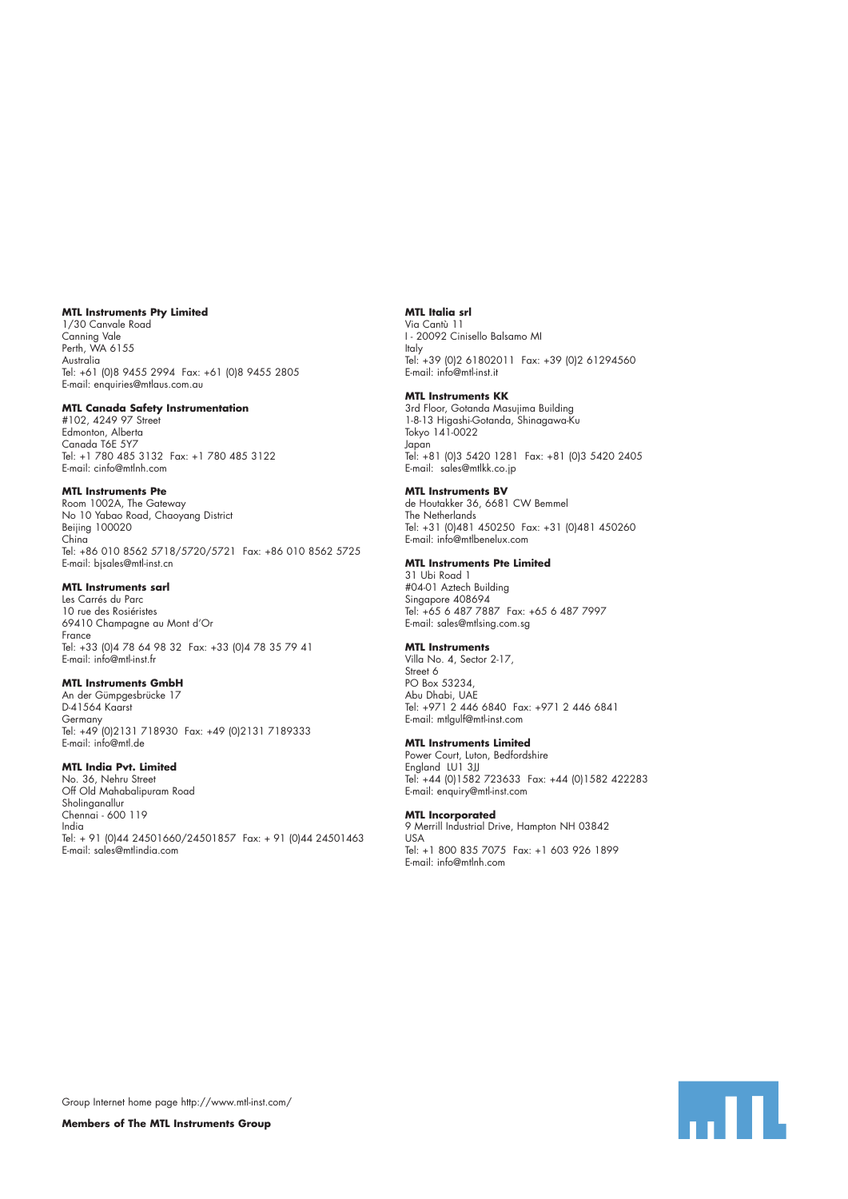**MTL Instruments Pty Limited**
1/30 Canvale Road
Canning Vale
Perth, WA 6155
Australia
Tel: +61 (0)8 9455 2994 Fax: +61 (0)8 9455 2805
E-mail: enquiries@mtlaus.com.au

**MTL Canada Safety Instrumentation**
#102, 4249 97 Street
Edmonton, Alberta
Canada T6E 5Y7
Tel: +1 780 485 3132 Fax: +1 780 485 3122
E-mail: cinfo@mtlnh.com

**MTL Instruments Pte**
Room 1002A, The Gateway
No 10 Yabao Road, Chaoyang District
Beijing 100020
China
Tel: +86 010 8562 5718/5720/5721 Fax: +86 010 8562 5725
E-mail: bjsales@mtl-inst.cn

**MTL Instruments sarl**
Les Carrés du Parc
10 rue des Rosiéristes
69410 Champagne au Mont d'Or
France
Tel: +33 (0)4 78 64 98 32 Fax: +33 (0)4 78 35 79 41
E-mail: info@mtl-inst.fr

**MTL Instruments GmbH**
An der Gümpgesbrücke 17
D-41564 Kaarst
Germany
Tel: +49 (0)2131 718930 Fax: +49 (0)2131 7189333
E-mail: info@mtl.de

**MTL India Pvt. Limited**
No. 36, Nehru Street
Off Old Mahabalipuram Road
Sholinganallur
Chennai - 600 119
India
Tel: + 91 (0)44 24501660/24501857 Fax: + 91 (0)44 24501463
E-mail: sales@mtlindia.com

**MTL Italia srl**
Via Cantù 11
I - 20092 Cinisello Balsamo MI
Italy
Tel: +39 (0)2 61802011 Fax: +39 (0)2 61294560
E-mail: info@mtl-inst.it

**MTL Instruments KK**
3rd Floor, Gotanda Masujima Building
1-8-13 Higashi-Gotanda, Shinagawa-Ku
Tokyo 141-0022
Japan
Tel: +81 (0)3 5420 1281 Fax: +81 (0)3 5420 2405
E-mail: sales@mtlkk.co.jp

**MTL Instruments BV**
de Houtakker 36, 6681 CW Bemmel
The Netherlands
Tel: +31 (0)481 450250 Fax: +31 (0)481 450260
E-mail: info@mtlbenelux.com

**MTL Instruments Pte Limited**
31 Ubi Road 1
#04-01 Aztech Building
Singapore 408694
Tel: +65 6 487 7887 Fax: +65 6 487 7997
E-mail: sales@mtlsing.com.sg

**MTL Instruments**
Villa No. 4, Sector 2-17,
Street 6
PO Box 53234,
Abu Dhabi, UAE
Tel: +971 2 446 6840 Fax: +971 2 446 6841
E-mail: mtlgulf@mtl-inst.com

**MTL Instruments Limited**
Power Court, Luton, Bedfordshire
England LU1 3JJ
Tel: +44 (0)1582 723633 Fax: +44 (0)1582 422283
E-mail: enquiry@mtl-inst.com

**MTL Incorporated**
9 Merrill Industrial Drive, Hampton NH 03842
USA
Tel: +1 800 835 7075 Fax: +1 603 926 1899
E-mail: info@mtlnh.com

Group Internet home page http://www.mtl-inst.com/

**Members of The MTL Instruments Group**